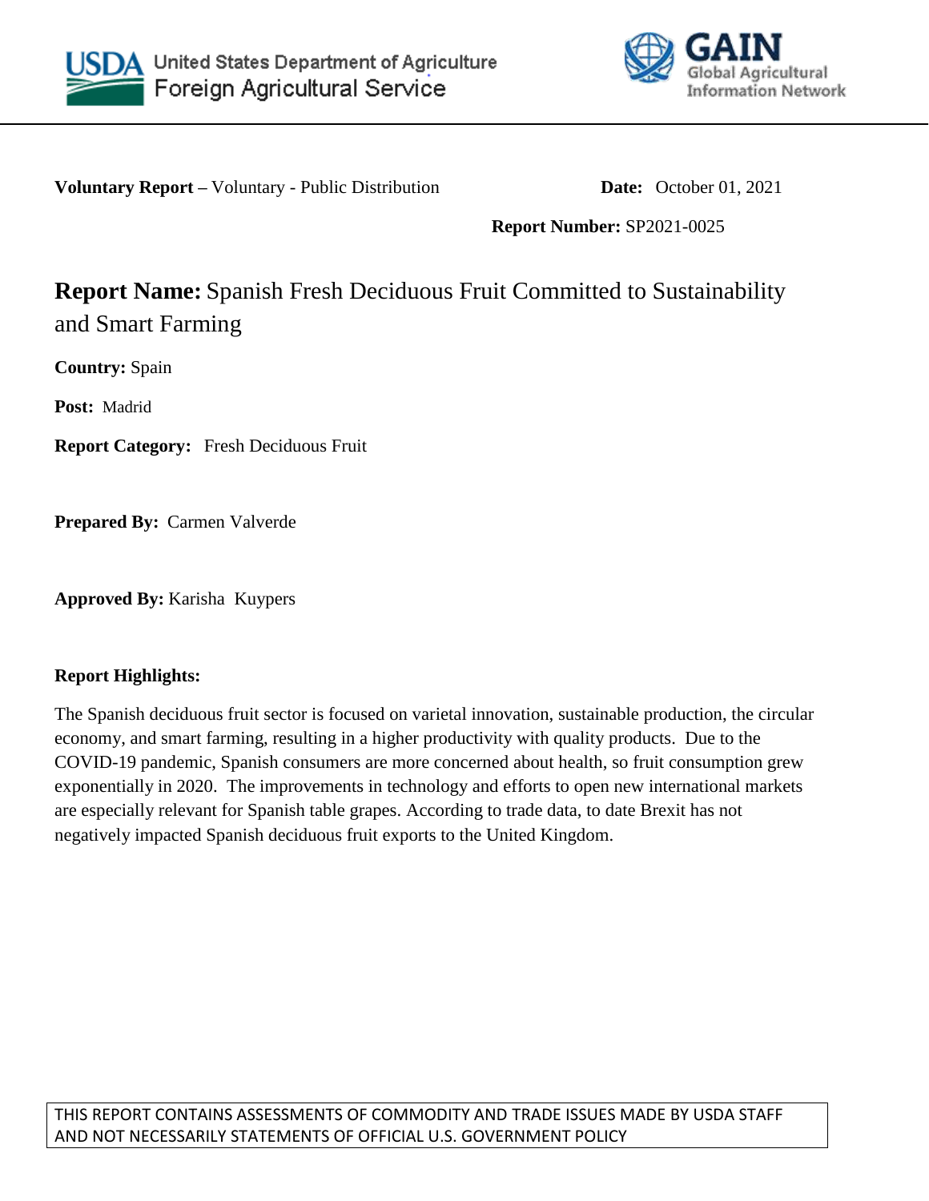United States Department of Agriculture
Foreign Agricultural Service

GAIN
Global Agricultural Information Network

**Voluntary Report –** Voluntary - Public Distribution **Date:** October 01, 2021

**Report Number:** SP2021-0025

# **Report Name:** Spanish Fresh Deciduous Fruit Committed to Sustainability and Smart Farming

**Country:** Spain

**Post:** Madrid

**Report Category:** Fresh Deciduous Fruit

**Prepared By:** Carmen Valverde

**Approved By:** Karisha Kuypers

**Report Highlights:**

The Spanish deciduous fruit sector is focused on varietal innovation, sustainable production, the circular economy, and smart farming, resulting in a higher productivity with quality products. Due to the COVID-19 pandemic, Spanish consumers are more concerned about health, so fruit consumption grew exponentially in 2020. The improvements in technology and efforts to open new international markets are especially relevant for Spanish table grapes. According to trade data, to date Brexit has not negatively impacted Spanish deciduous fruit exports to the United Kingdom.

THIS REPORT CONTAINS ASSESSMENTS OF COMMODITY AND TRADE ISSUES MADE BY USDA STAFF AND NOT NECESSARILY STATEMENTS OF OFFICIAL U.S. GOVERNMENT POLICY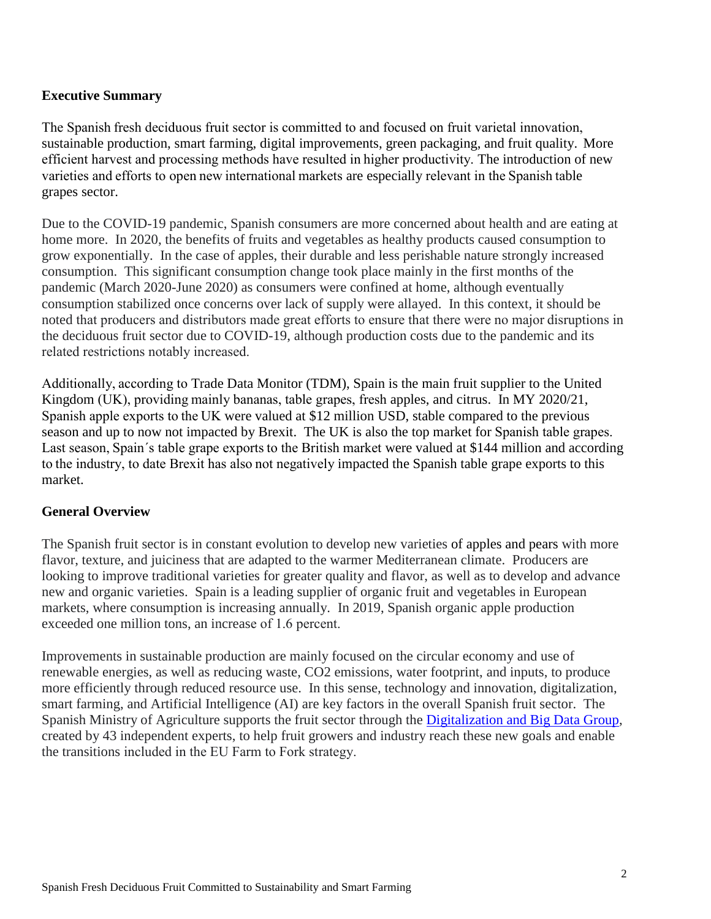## Executive Summary

The Spanish fresh deciduous fruit sector is committed to and focused on fruit varietal innovation, sustainable production, smart farming, digital improvements, green packaging, and fruit quality. More efficient harvest and processing methods have resulted in higher productivity. The introduction of new varieties and efforts to open new international markets are especially relevant in the Spanish table grapes sector.

Due to the COVID-19 pandemic, Spanish consumers are more concerned about health and are eating at home more. In 2020, the benefits of fruits and vegetables as healthy products caused consumption to grow exponentially. In the case of apples, their durable and less perishable nature strongly increased consumption. This significant consumption change took place mainly in the first months of the pandemic (March 2020-June 2020) as consumers were confined at home, although eventually consumption stabilized once concerns over lack of supply were allayed. In this context, it should be noted that producers and distributors made great efforts to ensure that there were no major disruptions in the deciduous fruit sector due to COVID-19, although production costs due to the pandemic and its related restrictions notably increased.

Additionally, according to Trade Data Monitor (TDM), Spain is the main fruit supplier to the United Kingdom (UK), providing mainly bananas, table grapes, fresh apples, and citrus. In MY 2020/21, Spanish apple exports to the UK were valued at $12 million USD, stable compared to the previous season and up to now not impacted by Brexit. The UK is also the top market for Spanish table grapes. Last season, Spain´s table grape exports to the British market were valued at $144 million and according to the industry, to date Brexit has also not negatively impacted the Spanish table grape exports to this market.

## General Overview

The Spanish fruit sector is in constant evolution to develop new varieties of apples and pears with more flavor, texture, and juiciness that are adapted to the warmer Mediterranean climate. Producers are looking to improve traditional varieties for greater quality and flavor, as well as to develop and advance new and organic varieties. Spain is a leading supplier of organic fruit and vegetables in European markets, where consumption is increasing annually. In 2019, Spanish organic apple production exceeded one million tons, an increase of 1.6 percent.

Improvements in sustainable production are mainly focused on the circular economy and use of renewable energies, as well as reducing waste, $CO_2$ emissions, water footprint, and inputs, to produce more efficiently through reduced resource use. In this sense, technology and innovation, digitalization, smart farming, and Artificial Intelligence (AI) are key factors in the overall Spanish fruit sector. The Spanish Ministry of Agriculture supports the fruit sector through the Digitalization and Big Data Group, created by 43 independent experts, to help fruit growers and industry reach these new goals and enable the transitions included in the EU Farm to Fork strategy.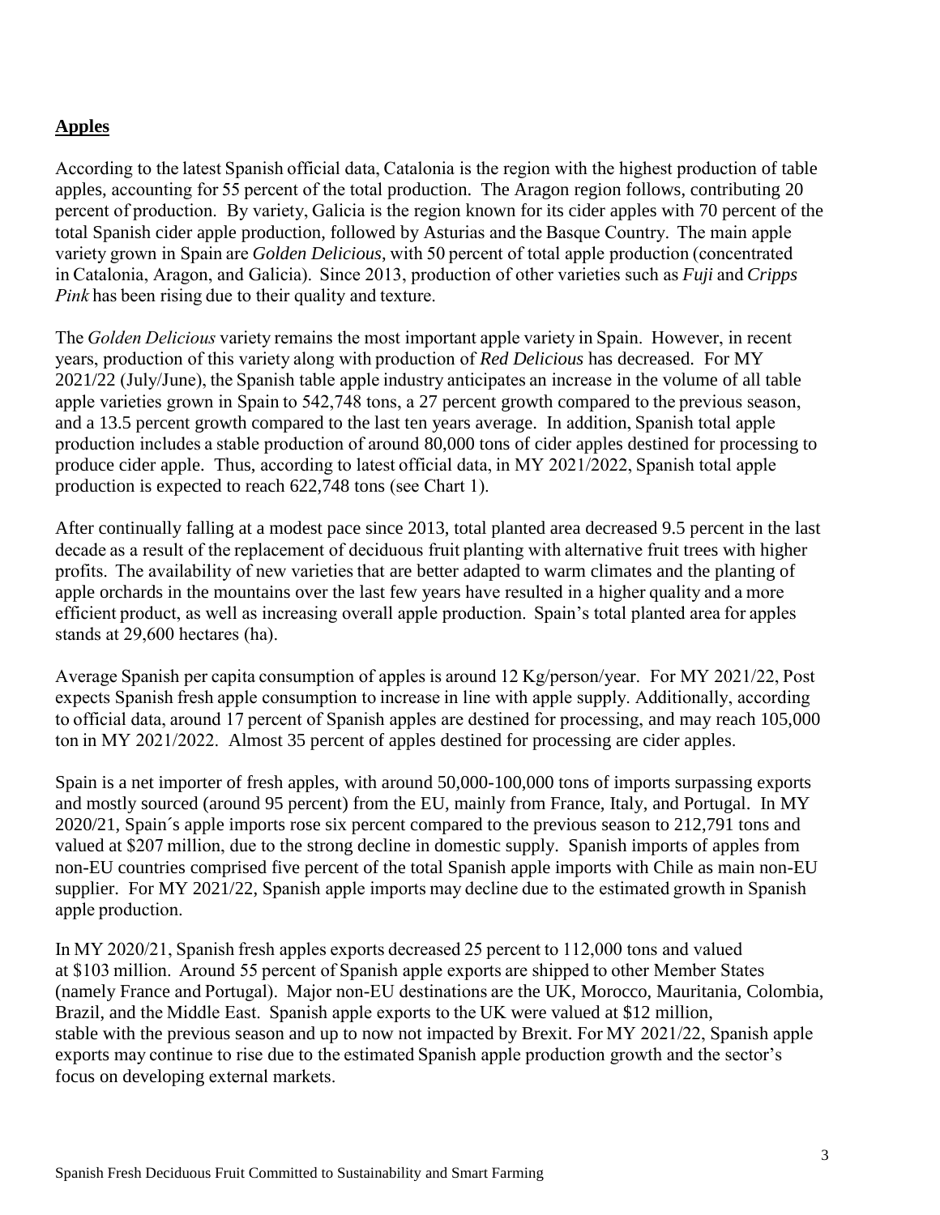## **Apples**

According to the latest Spanish official data, Catalonia is the region with the highest production of table apples, accounting for 55 percent of the total production. The Aragon region follows, contributing 20 percent of production. By variety, Galicia is the region known for its cider apples with 70 percent of the total Spanish cider apple production, followed by Asturias and the Basque Country. The main apple variety grown in Spain are *Golden Delicious*, with 50 percent of total apple production (concentrated in Catalonia, Aragon, and Galicia). Since 2013, production of other varieties such as *Fuji* and *Cripps Pink* has been rising due to their quality and texture.

The *Golden Delicious* variety remains the most important apple variety in Spain. However, in recent years, production of this variety along with production of *Red Delicious* has decreased. For MY 2021/22 (July/June), the Spanish table apple industry anticipates an increase in the volume of all table apple varieties grown in Spain to 542,748 tons, a 27 percent growth compared to the previous season, and a 13.5 percent growth compared to the last ten years average. In addition, Spanish total apple production includes a stable production of around 80,000 tons of cider apples destined for processing to produce cider apple. Thus, according to latest official data, in MY 2021/2022, Spanish total apple production is expected to reach 622,748 tons (see Chart 1).

After continually falling at a modest pace since 2013, total planted area decreased 9.5 percent in the last decade as a result of the replacement of deciduous fruit planting with alternative fruit trees with higher profits. The availability of new varieties that are better adapted to warm climates and the planting of apple orchards in the mountains over the last few years have resulted in a higher quality and a more efficient product, as well as increasing overall apple production. Spain's total planted area for apples stands at 29,600 hectares (ha).

Average Spanish per capita consumption of apples is around 12 Kg/person/year. For MY 2021/22, Post expects Spanish fresh apple consumption to increase in line with apple supply. Additionally, according to official data, around 17 percent of Spanish apples are destined for processing, and may reach 105,000 ton in MY 2021/2022. Almost 35 percent of apples destined for processing are cider apples.

Spain is a net importer of fresh apples, with around 50,000-100,000 tons of imports surpassing exports and mostly sourced (around 95 percent) from the EU, mainly from France, Italy, and Portugal. In MY 2020/21, Spain´s apple imports rose six percent compared to the previous season to 212,791 tons and valued at $207 million, due to the strong decline in domestic supply. Spanish imports of apples from non-EU countries comprised five percent of the total Spanish apple imports with Chile as main non-EU supplier. For MY 2021/22, Spanish apple imports may decline due to the estimated growth in Spanish apple production.

In MY 2020/21, Spanish fresh apples exports decreased 25 percent to 112,000 tons and valued at $103 million. Around 55 percent of Spanish apple exports are shipped to other Member States (namely France and Portugal). Major non-EU destinations are the UK, Morocco, Mauritania, Colombia, Brazil, and the Middle East. Spanish apple exports to the UK were valued at $12 million, stable with the previous season and up to now not impacted by Brexit. For MY 2021/22, Spanish apple exports may continue to rise due to the estimated Spanish apple production growth and the sector's focus on developing external markets.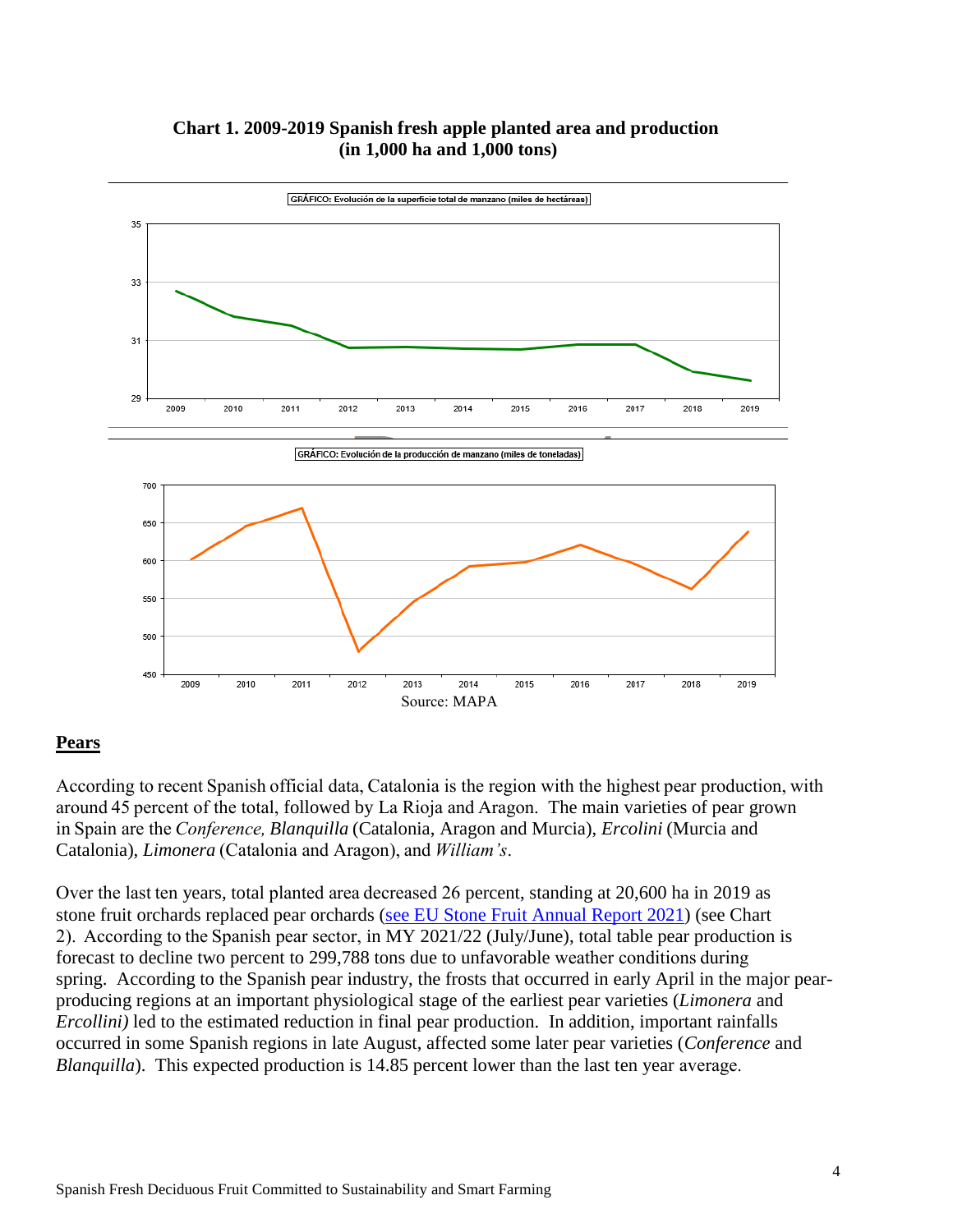**Chart 1. 2009-2019 Spanish fresh apple planted area and production (in 1,000 ha and 1,000 tons)**

GRÁFICO: Evolución de la superficie total de manzano (miles de hectáreas)

35
33
31
29

2009 2010 2011 2012 2013 2014 2015 2016 2017 2018 2019

GRÁFICO: Evolución de la producción de manzano (miles de toneladas)

700
650
600
550
500
450

2009 2010 2011 2012 2013 2014 2015 2016 2017 2018 2019

Source: MAPA

## Pears

According to recent Spanish official data, Catalonia is the region with the highest pear production, with around 45 percent of the total, followed by La Rioja and Aragon. The main varieties of pear grown in Spain are the *Conference, Blanquilla* (Catalonia, Aragon and Murcia), *Ercolini* (Murcia and Catalonia), *Limonera* (Catalonia and Aragon), and *William's*.

Over the last ten years, total planted area decreased 26 percent, standing at 20,600 ha in 2019 as stone fruit orchards replaced pear orchards (see EU Stone Fruit Annual Report 2021) (see Chart 2). According to the Spanish pear sector, in MY 2021/22 (July/June), total table pear production is forecast to decline two percent to 299,788 tons due to unfavorable weather conditions during spring. According to the Spanish pear industry, the frosts that occurred in early April in the major pear-producing regions at an important physiological stage of the earliest pear varieties (*Limonera* and *Ercollini)* led to the estimated reduction in final pear production. In addition, important rainfalls occurred in some Spanish regions in late August, affected some later pear varieties (*Conference* and *Blanquilla*). This expected production is 14.85 percent lower than the last ten year average.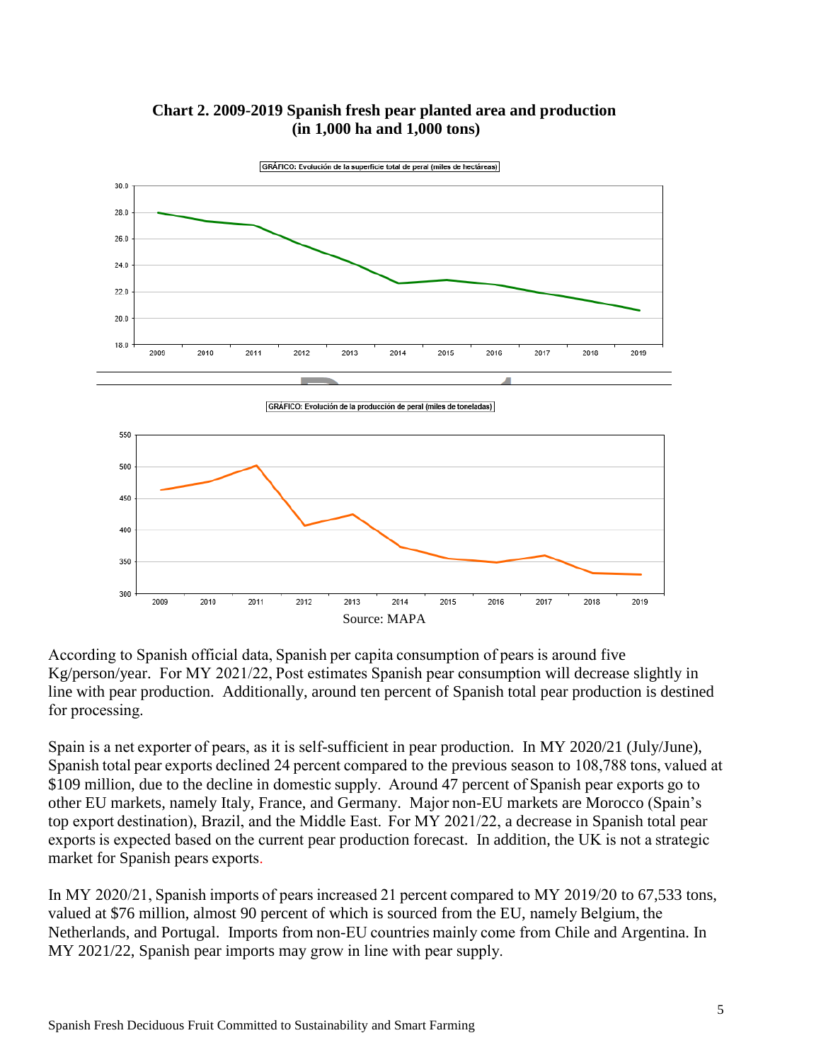**Chart 2. 2009-2019 Spanish fresh pear planted area and production (in 1,000 ha and 1,000 tons)**

GRÁFICO: Evolución de la superficie total de peral (miles de hectáreas)

30.0
28.0
26.0
24.0
22.0
20.0
18.0

2009 2010 2011 2012 2013 2014 2015 2016 2017 2018 2019

GRÁFICO: Evolución de la producción de peral (miles de toneladas)

550
500
450
400
350
300

2009 2010 2011 2012 2013 2014 2015 2016 2017 2018 2019

Source: MAPA

According to Spanish official data, Spanish per capita consumption of pears is around five Kg/person/year. For MY 2021/22, Post estimates Spanish pear consumption will decrease slightly in line with pear production. Additionally, around ten percent of Spanish total pear production is destined for processing.

Spain is a net exporter of pears, as it is self-sufficient in pear production. In MY 2020/21 (July/June), Spanish total pear exports declined 24 percent compared to the previous season to 108,788 tons, valued at $109 million, due to the decline in domestic supply. Around 47 percent of Spanish pear exports go to other EU markets, namely Italy, France, and Germany. Major non-EU markets are Morocco (Spain's top export destination), Brazil, and the Middle East. For MY 2021/22, a decrease in Spanish total pear exports is expected based on the current pear production forecast. In addition, the UK is not a strategic market for Spanish pears exports.

In MY 2020/21, Spanish imports of pears increased 21 percent compared to MY 2019/20 to 67,533 tons, valued at $76 million, almost 90 percent of which is sourced from the EU, namely Belgium, the Netherlands, and Portugal. Imports from non-EU countries mainly come from Chile and Argentina. In MY 2021/22, Spanish pear imports may grow in line with pear supply.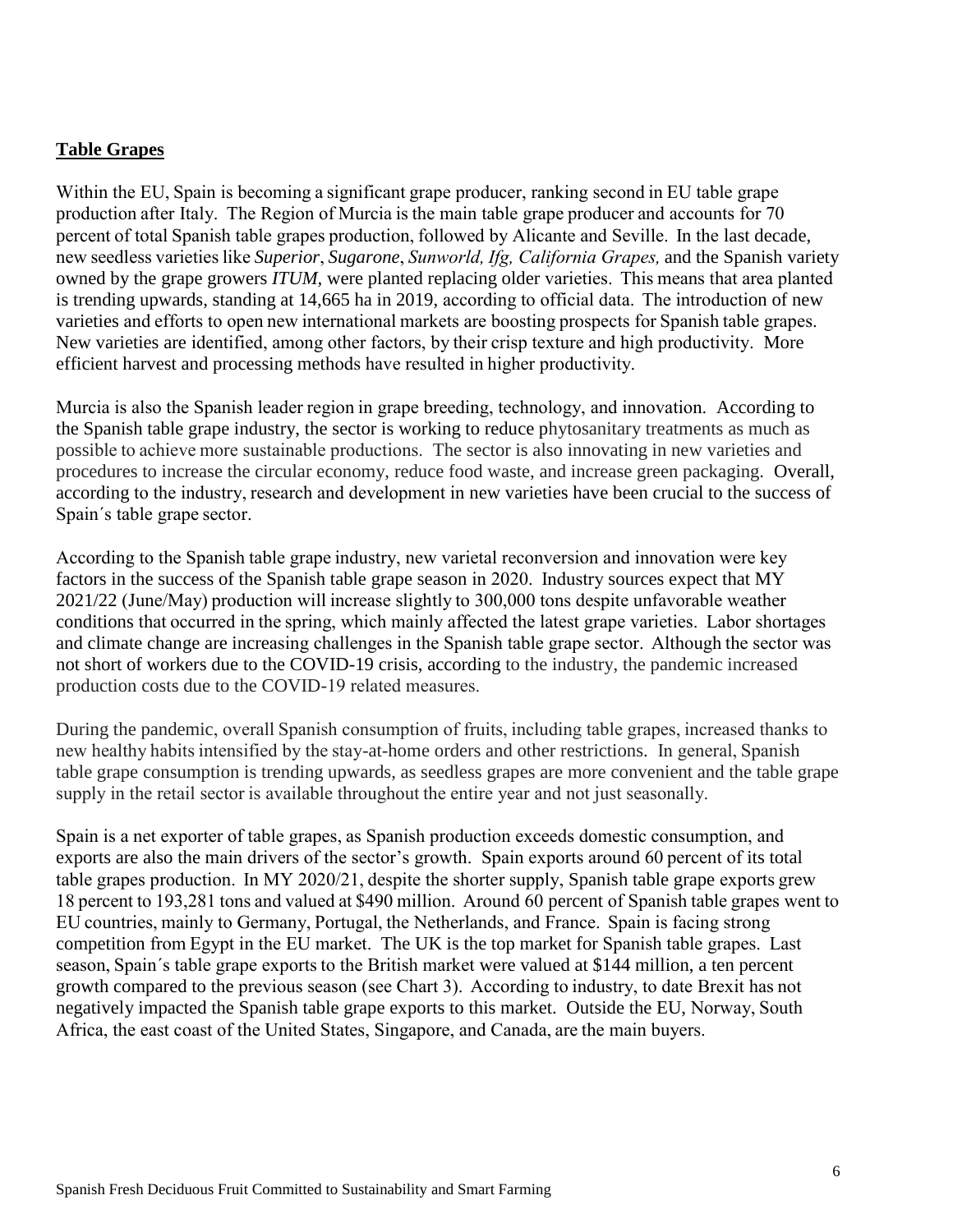## **Table Grapes**

Within the EU, Spain is becoming a significant grape producer, ranking second in EU table grape production after Italy. The Region of Murcia is the main table grape producer and accounts for 70 percent of total Spanish table grapes production, followed by Alicante and Seville. In the last decade, new seedless varieties like *Superior*, *Sugarone*, *Sunworld, Ifg, California Grapes,* and the Spanish variety owned by the grape growers *ITUM*, were planted replacing older varieties. This means that area planted is trending upwards, standing at 14,665 ha in 2019, according to official data. The introduction of new varieties and efforts to open new international markets are boosting prospects for Spanish table grapes. New varieties are identified, among other factors, by their crisp texture and high productivity. More efficient harvest and processing methods have resulted in higher productivity.

Murcia is also the Spanish leader region in grape breeding, technology, and innovation. According to the Spanish table grape industry, the sector is working to reduce phytosanitary treatments as much as possible to achieve more sustainable productions. The sector is also innovating in new varieties and procedures to increase the circular economy, reduce food waste, and increase green packaging. Overall, according to the industry, research and development in new varieties have been crucial to the success of Spain´s table grape sector.

According to the Spanish table grape industry, new varietal reconversion and innovation were key factors in the success of the Spanish table grape season in 2020. Industry sources expect that MY 2021/22 (June/May) production will increase slightly to 300,000 tons despite unfavorable weather conditions that occurred in the spring, which mainly affected the latest grape varieties. Labor shortages and climate change are increasing challenges in the Spanish table grape sector. Although the sector was not short of workers due to the COVID-19 crisis, according to the industry, the pandemic increased production costs due to the COVID-19 related measures.

During the pandemic, overall Spanish consumption of fruits, including table grapes, increased thanks to new healthy habits intensified by the stay-at-home orders and other restrictions. In general, Spanish table grape consumption is trending upwards, as seedless grapes are more convenient and the table grape supply in the retail sector is available throughout the entire year and not just seasonally.

Spain is a net exporter of table grapes, as Spanish production exceeds domestic consumption, and exports are also the main drivers of the sector's growth. Spain exports around 60 percent of its total table grapes production. In MY 2020/21, despite the shorter supply, Spanish table grape exports grew 18 percent to 193,281 tons and valued at $490 million. Around 60 percent of Spanish table grapes went to EU countries, mainly to Germany, Portugal, the Netherlands, and France. Spain is facing strong competition from Egypt in the EU market. The UK is the top market for Spanish table grapes. Last season, Spain´s table grape exports to the British market were valued at $144 million, a ten percent growth compared to the previous season (see Chart 3). According to industry, to date Brexit has not negatively impacted the Spanish table grape exports to this market. Outside the EU, Norway, South Africa, the east coast of the United States, Singapore, and Canada, are the main buyers.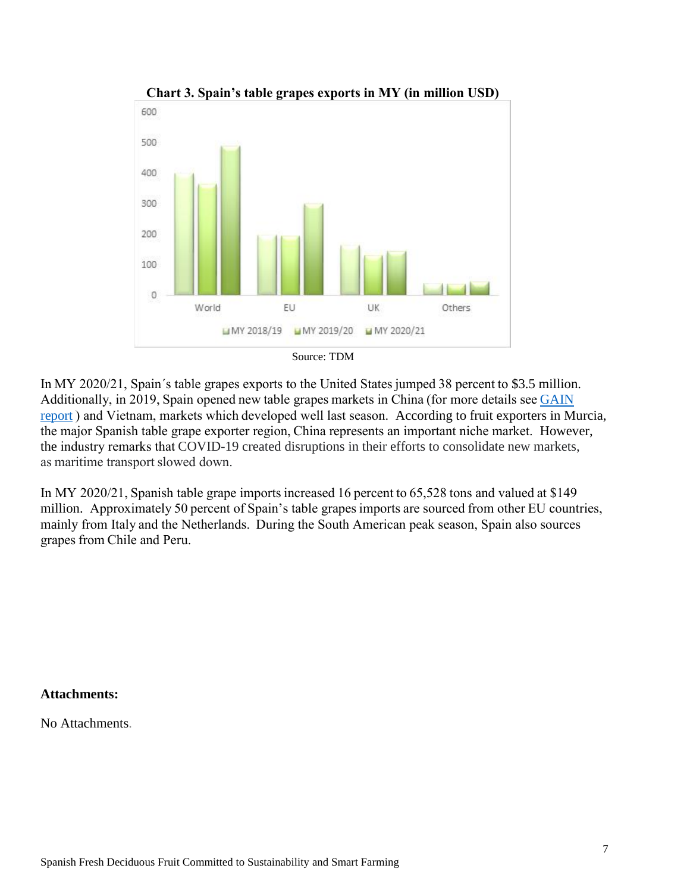**Chart 3. Spain's table grapes exports in MY (in million USD)**

600
500
400
300
200
100
0

World
EU
UK
Others

MY 2018/19
MY 2019/20
MY 2020/21

Source: TDM

In MY 2020/21, Spain´s table grapes exports to the United States jumped 38 percent to $3.5 million. Additionally, in 2019, Spain opened new table grapes markets in China (for more details see [GAIN report]) and Vietnam, markets which developed well last season. According to fruit exporters in Murcia, the major Spanish table grape exporter region, China represents an important niche market. However, the industry remarks that COVID-19 created disruptions in their efforts to consolidate new markets, as maritime transport slowed down.

In MY 2020/21, Spanish table grape imports increased 16 percent to 65,528 tons and valued at $149 million. Approximately 50 percent of Spain's table grapes imports are sourced from other EU countries, mainly from Italy and the Netherlands. During the South American peak season, Spain also sources grapes from Chile and Peru.

**Attachments:**

No Attachments.